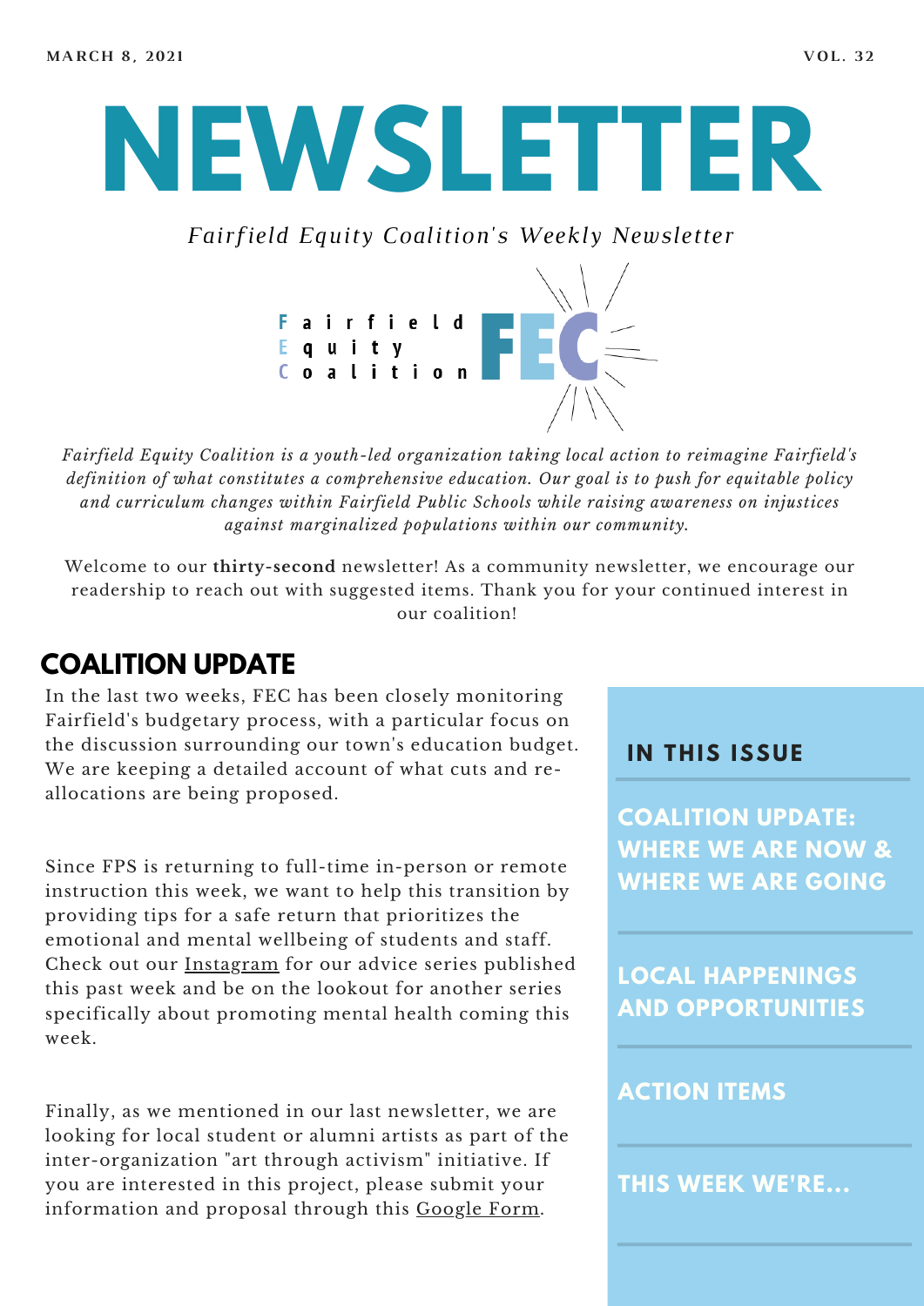MARCH 8, 2021 VOL. 32

# NEWSLETTER

*Fairfield Equity Coalition's Weekly Newsletter*

Fairfield Equity Coalition FEC

*Fairfield Equity Coalition is a youth-led organization taking local action to reimagine Fairfield's definition of what constitutes a comprehensive education. Our goal is to push for equitable policy and curriculum changes within Fairfield Public Schools while raising awareness on injustices against marginalized populations within our community.*

Welcome to our **thirty-second** newsletter! As a community newsletter, we encourage our readership to reach out with suggested items. Thank you for your continued interest in our coalition!

## COALITION UPDATE

In the last two weeks, FEC has been closely monitoring Fairfield's budgetary process, with a particular focus on the discussion surrounding our town's education budget. We are keeping a detailed account of what cuts and re-allocations are being proposed.

Since FPS is returning to full-time in-person or remote instruction this week, we want to help this transition by providing tips for a safe return that prioritizes the emotional and mental wellbeing of students and staff. Check out our Instagram for our advice series published this past week and be on the lookout for another series specifically about promoting mental health coming this week.

Finally, as we mentioned in our last newsletter, we are looking for local student or alumni artists as part of the inter-organization "art through activism" initiative. If you are interested in this project, please submit your information and proposal through this Google Form.

### IN THIS ISSUE

- COALITION UPDATE: WHERE WE ARE NOW & WHERE WE ARE GOING
- LOCAL HAPPENINGS AND OPPORTUNITIES
- ACTION ITEMS
- THIS WEEK WE'RE...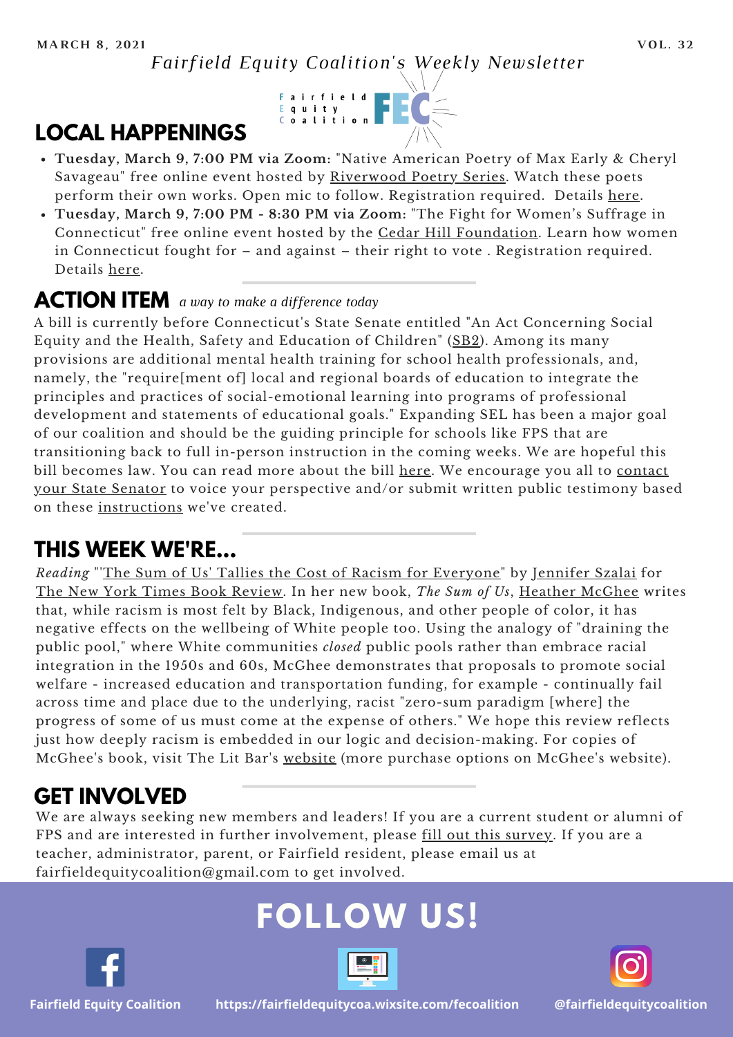MARCH 8, 2021 VOL. 32

*Fairfield Equity Coalition's Weekly Newsletter*

## LOCAL HAPPENINGS

- **Tuesday, March 9, 7:00 PM via Zoom:** "Native American Poetry of Max Early & Cheryl Savageau" free online event hosted by Riverwood Poetry Series. Watch these poets perform their own works. Open mic to follow. Registration required. Details here.
- **Tuesday, March 9, 7:00 PM - 8:30 PM via Zoom:** "The Fight for Women's Suffrage in Connecticut" free online event hosted by the Cedar Hill Foundation. Learn how women in Connecticut fought for – and against – their right to vote . Registration required. Details here.

## ACTION ITEM *a way to make a difference today*

A bill is currently before Connecticut's State Senate entitled "An Act Concerning Social Equity and the Health, Safety and Education of Children" (SB2). Among its many provisions are additional mental health training for school health professionals, and, namely, the "require[ment of] local and regional boards of education to integrate the principles and practices of social-emotional learning into programs of professional development and statements of educational goals." Expanding SEL has been a major goal of our coalition and should be the guiding principle for schools like FPS that are transitioning back to full in-person instruction in the coming weeks. We are hopeful this bill becomes law. You can read more about the bill here. We encourage you all to contact your State Senator to voice your perspective and/or submit written public testimony based on these instructions we've created.

## THIS WEEK WE'RE...

*Reading* "'The Sum of Us' Tallies the Cost of Racism for Everyone" by Jennifer Szalai for The New York Times Book Review. In her new book, *The Sum of Us*, Heather McGhee writes that, while racism is most felt by Black, Indigenous, and other people of color, it has negative effects on the wellbeing of White people too. Using the analogy of "draining the public pool," where White communities *closed* public pools rather than embrace racial integration in the 1950s and 60s, McGhee demonstrates that proposals to promote social welfare - increased education and transportation funding, for example - continually fail across time and place due to the underlying, racist "zero-sum paradigm [where] the progress of some of us must come at the expense of others." We hope this review reflects just how deeply racism is embedded in our logic and decision-making. For copies of McGhee's book, visit The Lit Bar's website (more purchase options on McGhee's website).

## GET INVOLVED

We are always seeking new members and leaders! If you are a current student or alumni of FPS and are interested in further involvement, please fill out this survey. If you are a teacher, administrator, parent, or Fairfield resident, please email us at fairfieldequitycoalition@gmail.com to get involved.

# FOLLOW US!

Fairfield Equity Coalition

https://fairfieldequitycoa.wixsite.com/fecoalition

@fairfieldequitycoalition